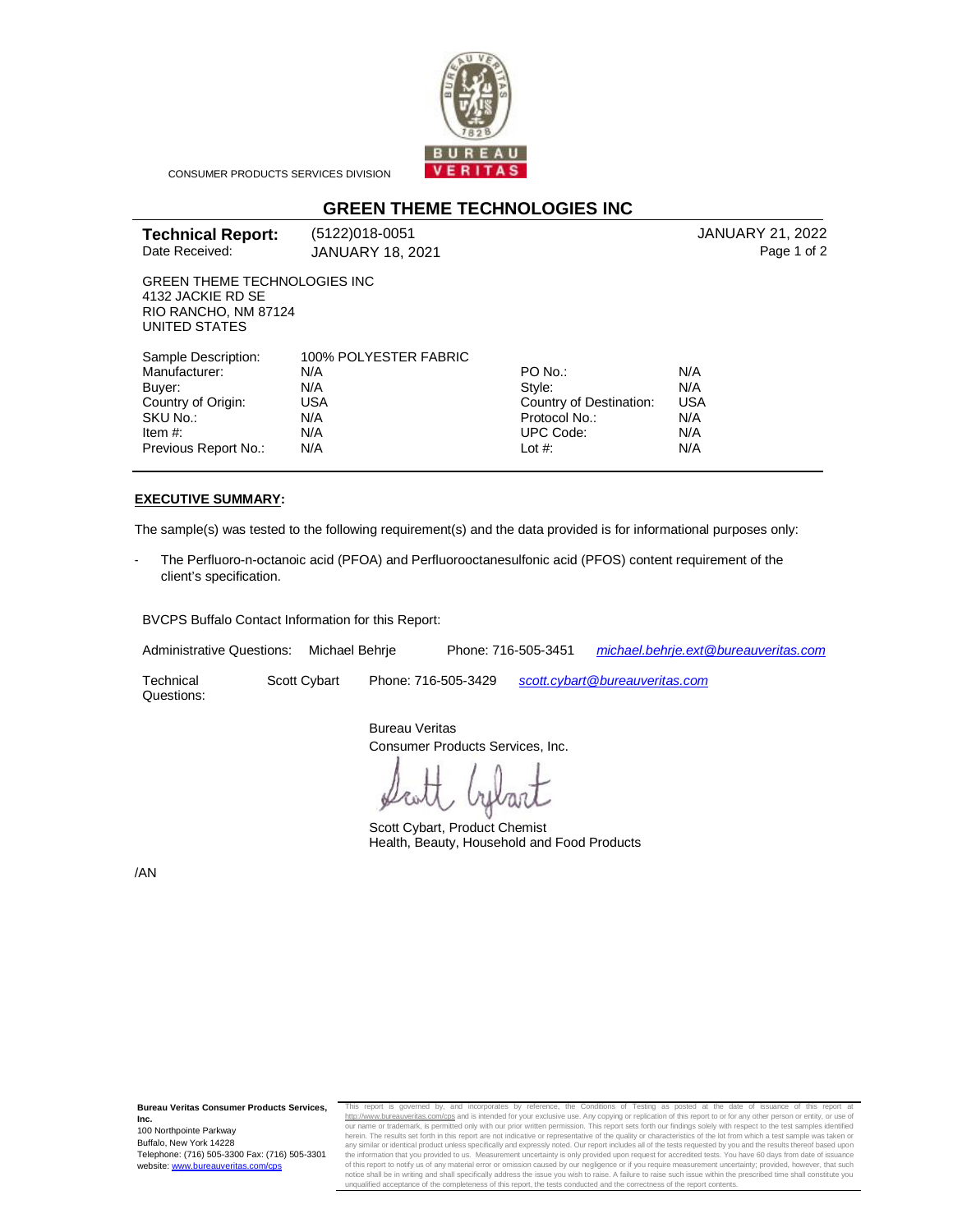CONSUMER PRODUCTS SERVICES DIVISION

# GREEN THEME TECHNOLOGIES INC

**Technical Report:** (5122)018-0051 JANUARY 21, 2022
Date Received: JANUARY 18, 2021

GREEN THEME TECHNOLOGIES INC
4132 JACKIE RD SE
RIO RANCHO, NM 87124
UNITED STATES

| Sample Description: | 100% POLYESTER FABRIC | | |
|---|---|---|---|
| Manufacturer: | N/A | PO No.: | N/A |
| Buyer: | N/A | Style: | N/A |
| Country of Origin: | USA | Country of Destination: | USA |
| SKU No.: | N/A | Protocol No.: | N/A |
| Item #: | N/A | UPC Code: | N/A |
| Previous Report No.: | N/A | Lot #: | N/A |

**EXECUTIVE SUMMARY:**

The sample(s) was tested to the following requirement(s) and the data provided is for informational purposes only:

- The Perfluoro-n-octanoic acid (PFOA) and Perfluorooctanesulfonic acid (PFOS) content requirement of the client's specification.

BVCPS Buffalo Contact Information for this Report:

| | | | |
|---|---|---|---|
| Administrative Questions: | Michael Behrje | Phone: 716-505-3451 | *michael.behrje.ext@bureauveritas.com* |
| Technical Questions: | Scott Cybart | Phone: 716-505-3429 | *scott.cybart@bureauveritas.com* |

Bureau Veritas
Consumer Products Services, Inc.

Scott Cybart, Product Chemist
Health, Beauty, Household and Food Products

/AN

**Bureau Veritas Consumer Products Services, Inc.**
100 Northpointe Parkway
Buffalo, New York 14228
Telephone: (716) 505-3300 Fax: (716) 505-3301
website: www.bureauveritas.com/cps

This report is governed by, and incorporates by reference, the Conditions of Testing as posted at the date of issuance of this report at http://www.bureauveritas.com/cps and is intended for your exclusive use. Any copying or replication of this report to or for any other person or entity, or use of our name or trademark, is permitted only with our prior written permission. This report sets forth our findings solely with respect to the test samples identified herein. The results set forth in this report are not indicative or representative of the quality or characteristics of the lot from which a test sample was taken or any similar or identical product unless specifically and expressly noted. Our report includes all of the tests requested by you and the results thereof based upon the information that you provided to us. Measurement uncertainty is only provided upon request for accredited tests. You have 60 days from date of issuance of this report to notify us of any material error or omission caused by our negligence or if you require measurement uncertainty; provided, however, that such notice shall be in writing and shall specifically address the issue you wish to raise. A failure to raise such issue within the prescribed time shall constitute you unqualified acceptance of the completeness of this report, the tests conducted and the correctness of the report contents.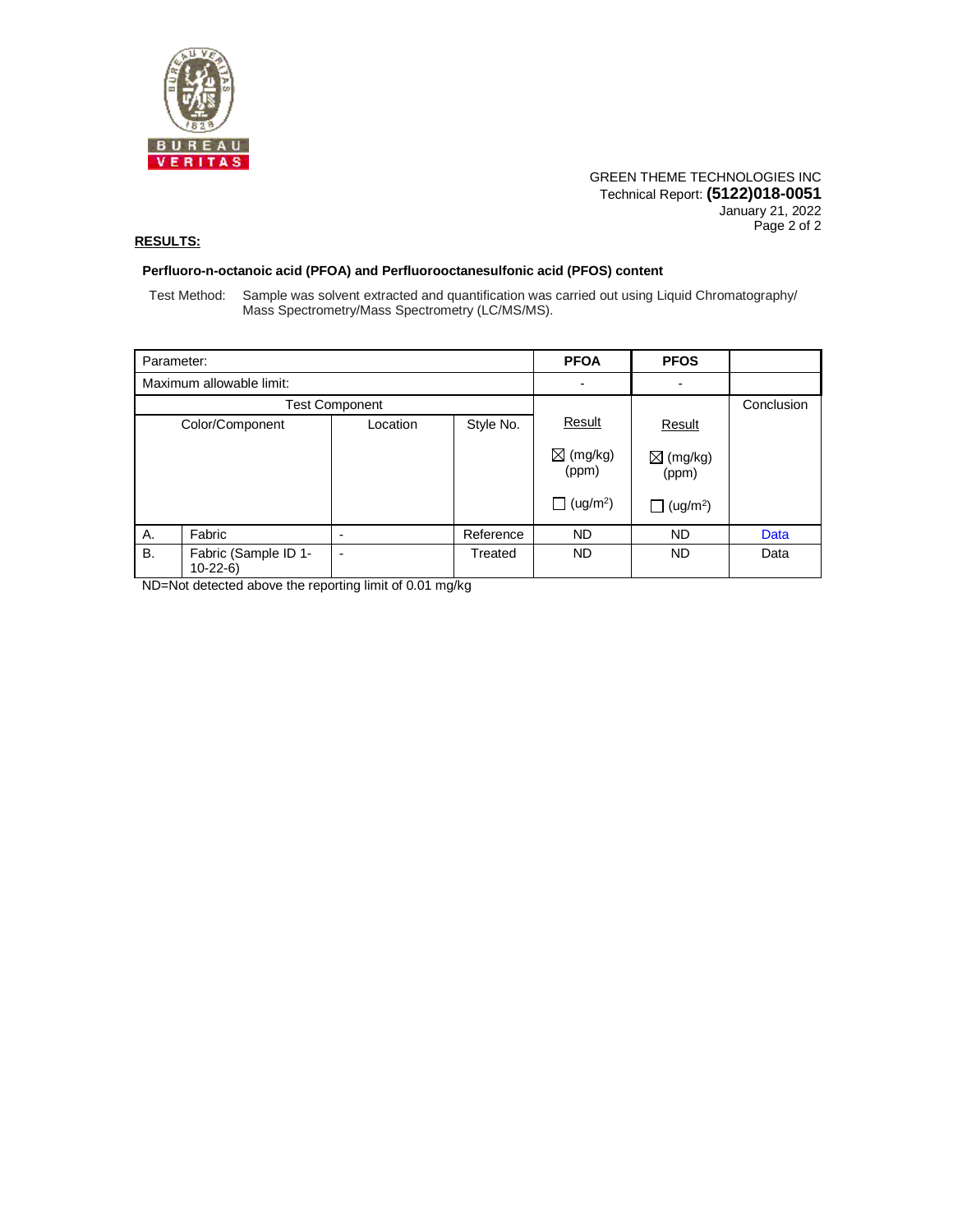GREEN THEME TECHNOLOGIES INC
Technical Report: **(5122)018-0051**
January 21, 2022

**RESULTS:**

**Perfluoro-n-octanoic acid (PFOA) and Perfluorooctanesulfonic acid (PFOS) content**

Test Method: Sample was solvent extracted and quantification was carried out using Liquid Chromatography/ Mass Spectrometry/Mass Spectrometry (LC/MS/MS).

| Parameter: | | | | **PFOA** | **PFOS** | |
|---|---|---|---|---|---|---|
| Maximum allowable limit: | | | | - | - | |
| Test Component | | | | Result ☒ (mg/kg) (ppm) ☐ ($ug/m^2$) | Result ☒ (mg/kg) (ppm) ☐ ($ug/m^2$) | Conclusion |
| Color/Component | | Location | Style No. | | | |
| A. | Fabric | - | Reference | ND | ND | Data |
| B. | Fabric (Sample ID 1-10-22-6) | - | Treated | ND | ND | Data |

ND=Not detected above the reporting limit of 0.01 mg/kg